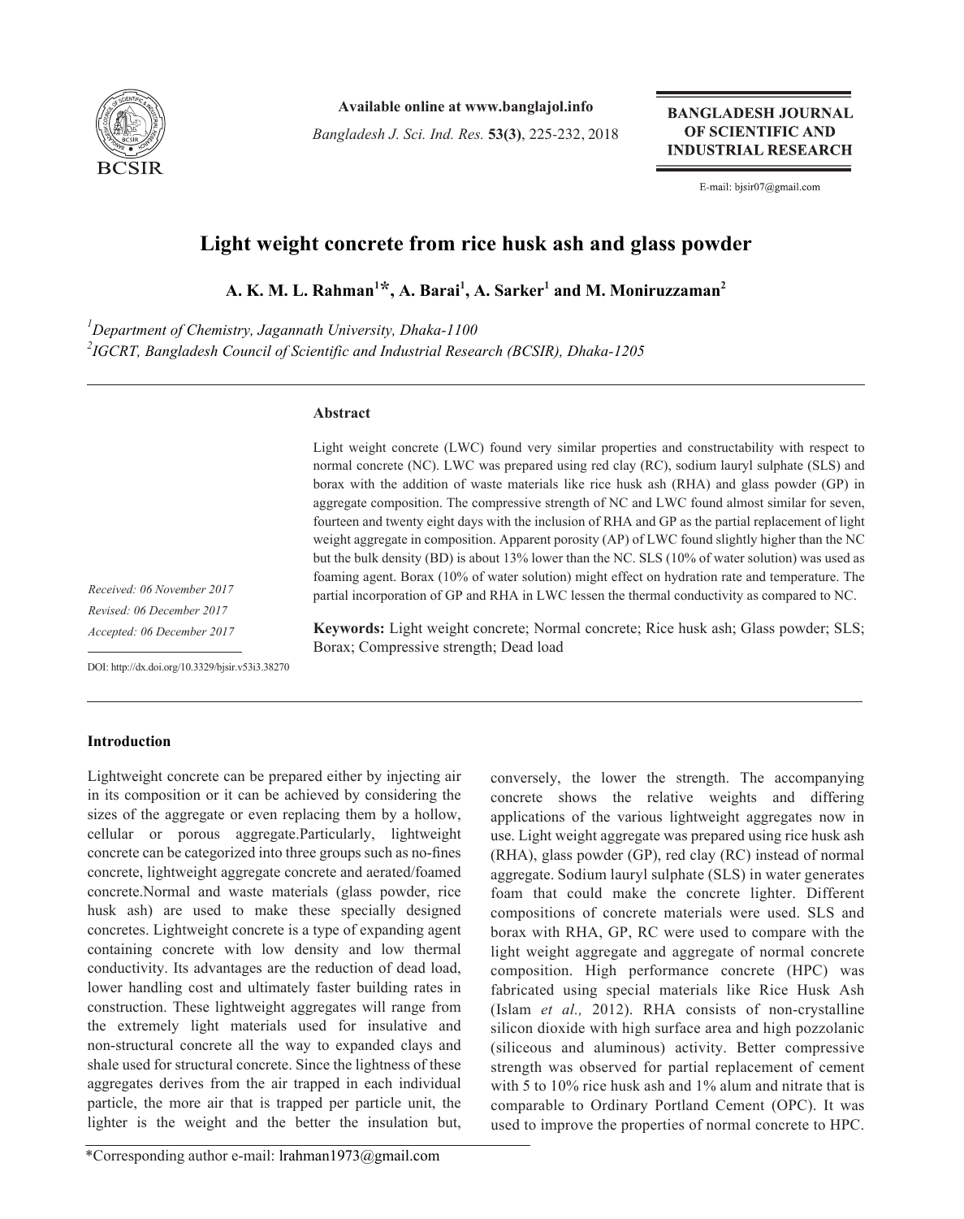Available online at www.banglajol.info

# BANGLADESH JOURNAL OF SCIENTIFIC AND INDUSTRIAL RESEARCH

E-mail: bjsir07@gmail.com

# Light weight concrete from rice husk ash and glass powder

**A. K. M. L. Rahman[1]\*, A. Barai[1], A. Sarker[1] and M. Moniruzzaman[2]**

[1]*Department of Chemistry, Jagannath University, Dhaka-1100*

[2]*IGCRT, Bangladesh Council of Scientific and Industrial Research (BCSIR), Dhaka-1205*

## Abstract

Light weight concrete (LWC) found very similar properties and constructability with respect to normal concrete (NC). LWC was prepared using red clay (RC), sodium lauryl sulphate (SLS) and borax with the addition of waste materials like rice husk ash (RHA) and glass powder (GP) in aggregate composition. The compressive strength of NC and LWC found almost similar for seven, fourteen and twenty eight days with the inclusion of RHA and GP as the partial replacement of light weight aggregate in composition. Apparent porosity (AP) of LWC found slightly higher than the NC but the bulk density (BD) is about 13% lower than the NC. SLS (10% of water solution) was used as foaming agent. Borax (10% of water solution) might effect on hydration rate and temperature. The partial incorporation of GP and RHA in LWC lessen the thermal conductivity as compared to NC.

**Keywords:** Light weight concrete; Normal concrete; Rice husk ash; Glass powder; SLS; Borax; Compressive strength; Dead load

*Received: 06 November 2017*
*Revised: 06 December 2017*
*Accepted: 06 December 2017*

DOI: http://dx.doi.org/10.3329/bjsir.v53i3.38270

## Introduction

Lightweight concrete can be prepared either by injecting air in its composition or it can be achieved by considering the sizes of the aggregate or even replacing them by a hollow, cellular or porous aggregate.Particularly, lightweight concrete can be categorized into three groups such as no-fines concrete, lightweight aggregate concrete and aerated/foamed concrete.Normal and waste materials (glass powder, rice husk ash) are used to make these specially designed concretes. Lightweight concrete is a type of expanding agent containing concrete with low density and low thermal conductivity. Its advantages are the reduction of dead load, lower handling cost and ultimately faster building rates in construction. These lightweight aggregates will range from the extremely light materials used for insulative and non-structural concrete all the way to expanded clays and shale used for structural concrete. Since the lightness of these aggregates derives from the air trapped in each individual particle, the more air that is trapped per particle unit, the lighter is the weight and the better the insulation but, conversely, the lower the strength. The accompanying concrete shows the relative weights and differing applications of the various lightweight aggregates now in use. Light weight aggregate was prepared using rice husk ash (RHA), glass powder (GP), red clay (RC) instead of normal aggregate. Sodium lauryl sulphate (SLS) in water generates foam that could make the concrete lighter. Different compositions of concrete materials were used. SLS and borax with RHA, GP, RC were used to compare with the light weight aggregate and aggregate of normal concrete composition. High performance concrete (HPC) was fabricated using special materials like Rice Husk Ash (Islam *et al.,* 2012). RHA consists of non-crystalline silicon dioxide with high surface area and high pozzolanic (siliceous and aluminous) activity. Better compressive strength was observed for partial replacement of cement with 5 to 10% rice husk ash and 1% alum and nitrate that is comparable to Ordinary Portland Cement (OPC). It was used to improve the properties of normal concrete to HPC.

\*Corresponding author e-mail: lrahman1973@gmail.com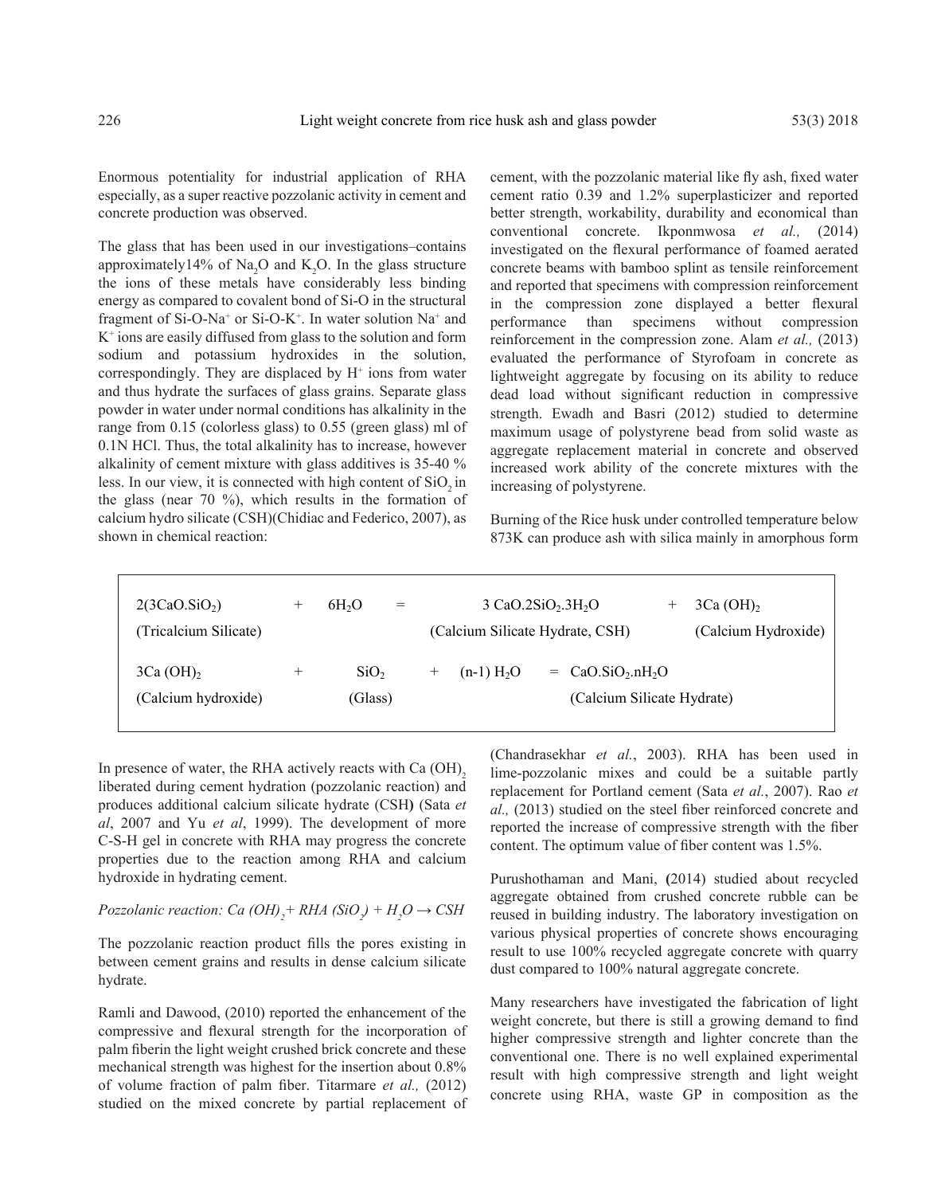Enormous potentiality for industrial application of RHA especially, as a super reactive pozzolanic activity in cement and concrete production was observed.

The glass that has been used in our investigations–contains approximately14% of $Na_2O$ and $K_2O$. In the glass structure the ions of these metals have considerably less binding energy as compared to covalent bond of Si-O in the structural fragment of Si-O-$Na^+$ or Si-O-$K^+$. In water solution $Na^+$ and $K^+$ ions are easily diffused from glass to the solution and form sodium and potassium hydroxides in the solution, correspondingly. They are displaced by $H^+$ ions from water and thus hydrate the surfaces of glass grains. Separate glass powder in water under normal conditions has alkalinity in the range from 0.15 (colorless glass) to 0.55 (green glass) ml of 0.1N HCl. Thus, the total alkalinity has to increase, however alkalinity of cement mixture with glass additives is 35-40 % less. In our view, it is connected with high content of $SiO_2$ in the glass (near 70 %), which results in the formation of calcium hydro silicate (CSH)(Chidiac and Federico, 2007), as shown in chemical reaction:

$$2(3CaO.SiO_2) + 6H_2O = 3\,CaO.2SiO_2.3H_2O + 3Ca(OH)_2$$

(Tricalcium Silicate) + water = (Calcium Silicate Hydrate, CSH) + (Calcium Hydroxide)

$$3Ca(OH)_2 + SiO_2 + (n-1)\,H_2O = CaO.SiO_2.nH_2O$$

(Calcium hydroxide) + (Glass) = (Calcium Silicate Hydrate)

In presence of water, the RHA actively reacts with $Ca(OH)_2$ liberated during cement hydration (pozzolanic reaction) and produces additional calcium silicate hydrate (CSH) (Sata *et al*, 2007 and Yu *et al*, 1999). The development of more C-S-H gel in concrete with RHA may progress the concrete properties due to the reaction among RHA and calcium hydroxide in hydrating cement.

*Pozzolanic reaction:* $Ca(OH)_2 + RHA\,(SiO_2) + H_2O \rightarrow CSH$

The pozzolanic reaction product fills the pores existing in between cement grains and results in dense calcium silicate hydrate.

Ramli and Dawood, (2010) reported the enhancement of the compressive and flexural strength for the incorporation of palm fiberin the light weight crushed brick concrete and these mechanical strength was highest for the insertion about 0.8% of volume fraction of palm fiber. Titarmare *et al.,* (2012) studied on the mixed concrete by partial replacement of cement, with the pozzolanic material like fly ash, fixed water cement ratio 0.39 and 1.2% superplasticizer and reported better strength, workability, durability and economical than conventional concrete. Ikponmwosa *et al.,* (2014) investigated on the flexural performance of foamed aerated concrete beams with bamboo splint as tensile reinforcement and reported that specimens with compression reinforcement in the compression zone displayed a better flexural performance than specimens without compression reinforcement in the compression zone. Alam *et al.,* (2013) evaluated the performance of Styrofoam in concrete as lightweight aggregate by focusing on its ability to reduce dead load without significant reduction in compressive strength. Ewadh and Basri (2012) studied to determine maximum usage of polystyrene bead from solid waste as aggregate replacement material in concrete and observed increased work ability of the concrete mixtures with the increasing of polystyrene.

Burning of the Rice husk under controlled temperature below 873K can produce ash with silica mainly in amorphous form (Chandrasekhar *et al.*, 2003). RHA has been used in lime-pozzolanic mixes and could be a suitable partly replacement for Portland cement (Sata *et al.*, 2007). Rao *et al.,* (2013) studied on the steel fiber reinforced concrete and reported the increase of compressive strength with the fiber content. The optimum value of fiber content was 1.5%.

Purushothaman and Mani, (2014) studied about recycled aggregate obtained from crushed concrete rubble can be reused in building industry. The laboratory investigation on various physical properties of concrete shows encouraging result to use 100% recycled aggregate concrete with quarry dust compared to 100% natural aggregate concrete.

Many researchers have investigated the fabrication of light weight concrete, but there is still a growing demand to find higher compressive strength and lighter concrete than the conventional one. There is no well explained experimental result with high compressive strength and light weight concrete using RHA, waste GP in composition as the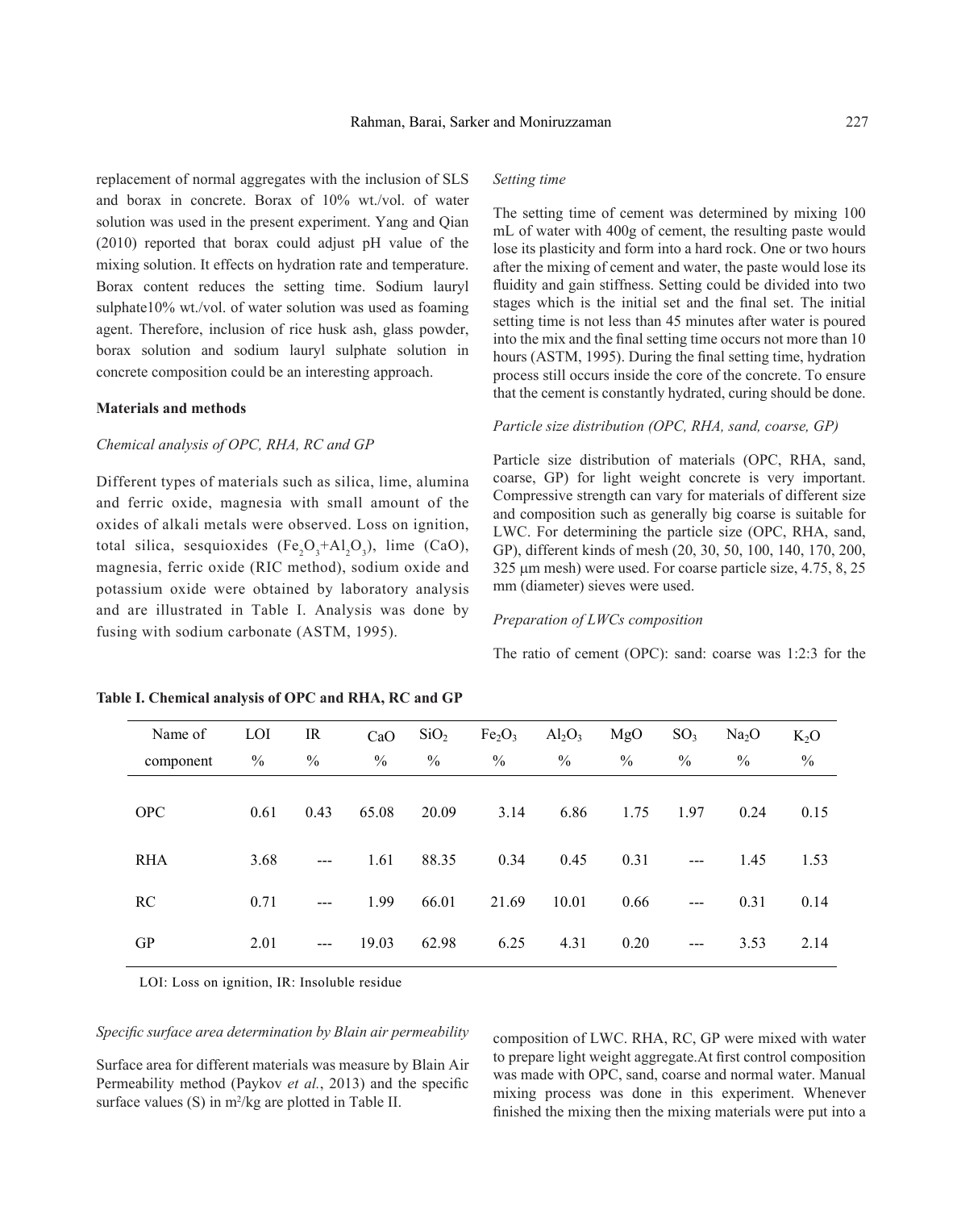replacement of normal aggregates with the inclusion of SLS and borax in concrete. Borax of 10% wt./vol. of water solution was used in the present experiment. Yang and Qian (2010) reported that borax could adjust pH value of the mixing solution. It effects on hydration rate and temperature. Borax content reduces the setting time. Sodium lauryl sulphate10% wt./vol. of water solution was used as foaming agent. Therefore, inclusion of rice husk ash, glass powder, borax solution and sodium lauryl sulphate solution in concrete composition could be an interesting approach.

## Materials and methods

### *Chemical analysis of OPC, RHA, RC and GP*

Different types of materials such as silica, lime, alumina and ferric oxide, magnesia with small amount of the oxides of alkali metals were observed. Loss on ignition, total silica, sesquioxides ($Fe_2O_3$+$Al_2O_3$), lime (CaO), magnesia, ferric oxide (RIC method), sodium oxide and potassium oxide were obtained by laboratory analysis and are illustrated in Table I. Analysis was done by fusing with sodium carbonate (ASTM, 1995).

**Table I. Chemical analysis of OPC and RHA, RC and GP**

| Name of component | LOI % | IR % | CaO % | $SiO_2$ % | $Fe_2O_3$ % | $Al_2O_3$ % | MgO % | $SO_3$ % | $Na_2O$ % | $K_2O$ % |
|---|---|---|---|---|---|---|---|---|---|---|
| OPC | 0.61 | 0.43 | 65.08 | 20.09 | 3.14 | 6.86 | 1.75 | 1.97 | 0.24 | 0.15 |
| RHA | 3.68 | --- | 1.61 | 88.35 | 0.34 | 0.45 | 0.31 | --- | 1.45 | 1.53 |
| RC | 0.71 | --- | 1.99 | 66.01 | 21.69 | 10.01 | 0.66 | --- | 0.31 | 0.14 |
| GP | 2.01 | --- | 19.03 | 62.98 | 6.25 | 4.31 | 0.20 | --- | 3.53 | 2.14 |

LOI: Loss on ignition, IR: Insoluble residue

### *Specific surface area determination by Blain air permeability*

Surface area for different materials was measure by Blain Air Permeability method (Paykov *et al.*, 2013) and the specific surface values (S) in $m^2/kg$ are plotted in Table II.

### *Setting time*

The setting time of cement was determined by mixing 100 mL of water with 400g of cement, the resulting paste would lose its plasticity and form into a hard rock. One or two hours after the mixing of cement and water, the paste would lose its fluidity and gain stiffness. Setting could be divided into two stages which is the initial set and the final set. The initial setting time is not less than 45 minutes after water is poured into the mix and the final setting time occurs not more than 10 hours (ASTM, 1995). During the final setting time, hydration process still occurs inside the core of the concrete. To ensure that the cement is constantly hydrated, curing should be done.

### *Particle size distribution (OPC, RHA, sand, coarse, GP)*

Particle size distribution of materials (OPC, RHA, sand, coarse, GP) for light weight concrete is very important. Compressive strength can vary for materials of different size and composition such as generally big coarse is suitable for LWC. For determining the particle size (OPC, RHA, sand, GP), different kinds of mesh (20, 30, 50, 100, 140, 170, 200, 325 μm mesh) were used. For coarse particle size, 4.75, 8, 25 mm (diameter) sieves were used.

### *Preparation of LWCs composition*

The ratio of cement (OPC): sand: coarse was 1:2:3 for the composition of LWC. RHA, RC, GP were mixed with water to prepare light weight aggregate.At first control composition was made with OPC, sand, coarse and normal water. Manual mixing process was done in this experiment. Whenever finished the mixing then the mixing materials were put into a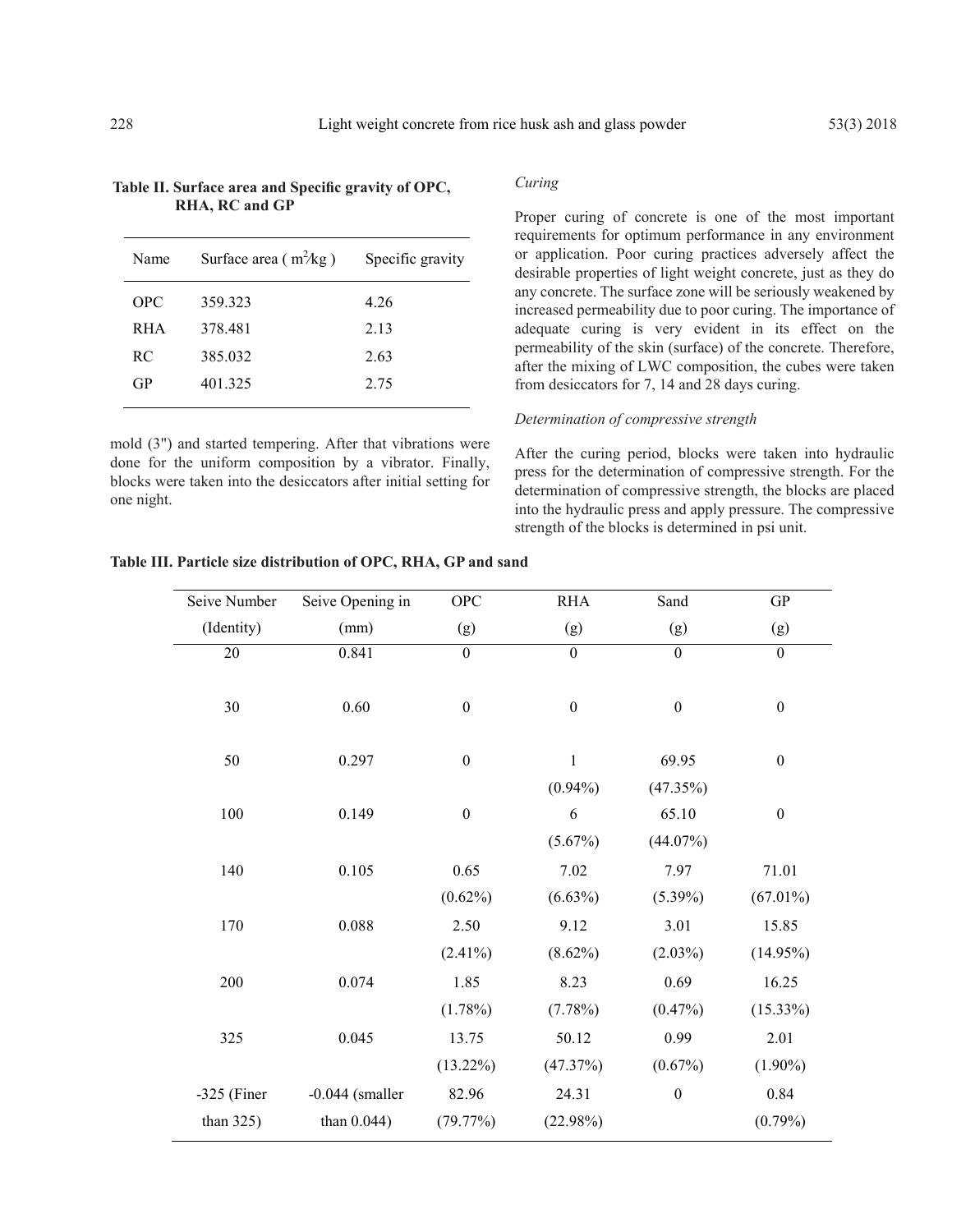**Table II. Surface area and Specific gravity of OPC, RHA, RC and GP**

| Name | Surface area ( $m^2/kg$ ) | Specific gravity |
|---|---|---|
| OPC | 359.323 | 4.26 |
| RHA | 378.481 | 2.13 |
| RC | 385.032 | 2.63 |
| GP | 401.325 | 2.75 |

mold (3") and started tempering. After that vibrations were done for the uniform composition by a vibrator. Finally, blocks were taken into the desiccators after initial setting for one night.

*Curing*

Proper curing of concrete is one of the most important requirements for optimum performance in any environment or application. Poor curing practices adversely affect the desirable properties of light weight concrete, just as they do any concrete. The surface zone will be seriously weakened by increased permeability due to poor curing. The importance of adequate curing is very evident in its effect on the permeability of the skin (surface) of the concrete. Therefore, after the mixing of LWC composition, the cubes were taken from desiccators for 7, 14 and 28 days curing.

*Determination of compressive strength*

After the curing period, blocks were taken into hydraulic press for the determination of compressive strength. For the determination of compressive strength, the blocks are placed into the hydraulic press and apply pressure. The compressive strength of the blocks is determined in psi unit.

**Table III. Particle size distribution of OPC, RHA, GP and sand**

| Seive Number (Identity) | Seive Opening in (mm) | OPC (g) | RHA (g) | Sand (g) | GP (g) |
|---|---|---|---|---|---|
| 20 | 0.841 | 0 | 0 | 0 | 0 |
| 30 | 0.60 | 0 | 0 | 0 | 0 |
| 50 | 0.297 | 0 | 1 (0.94%) | 69.95 (47.35%) | 0 |
| 100 | 0.149 | 0 | 6 (5.67%) | 65.10 (44.07%) | 0 |
| 140 | 0.105 | 0.65 (0.62%) | 7.02 (6.63%) | 7.97 (5.39%) | 71.01 (67.01%) |
| 170 | 0.088 | 2.50 (2.41%) | 9.12 (8.62%) | 3.01 (2.03%) | 15.85 (14.95%) |
| 200 | 0.074 | 1.85 (1.78%) | 8.23 (7.78%) | 0.69 (0.47%) | 16.25 (15.33%) |
| 325 | 0.045 | 13.75 (13.22%) | 50.12 (47.37%) | 0.99 (0.67%) | 2.01 (1.90%) |
| -325 (Finer than 325) | -0.044 (smaller than 0.044) | 82.96 (79.77%) | 24.31 (22.98%) | 0 | 0.84 (0.79%) |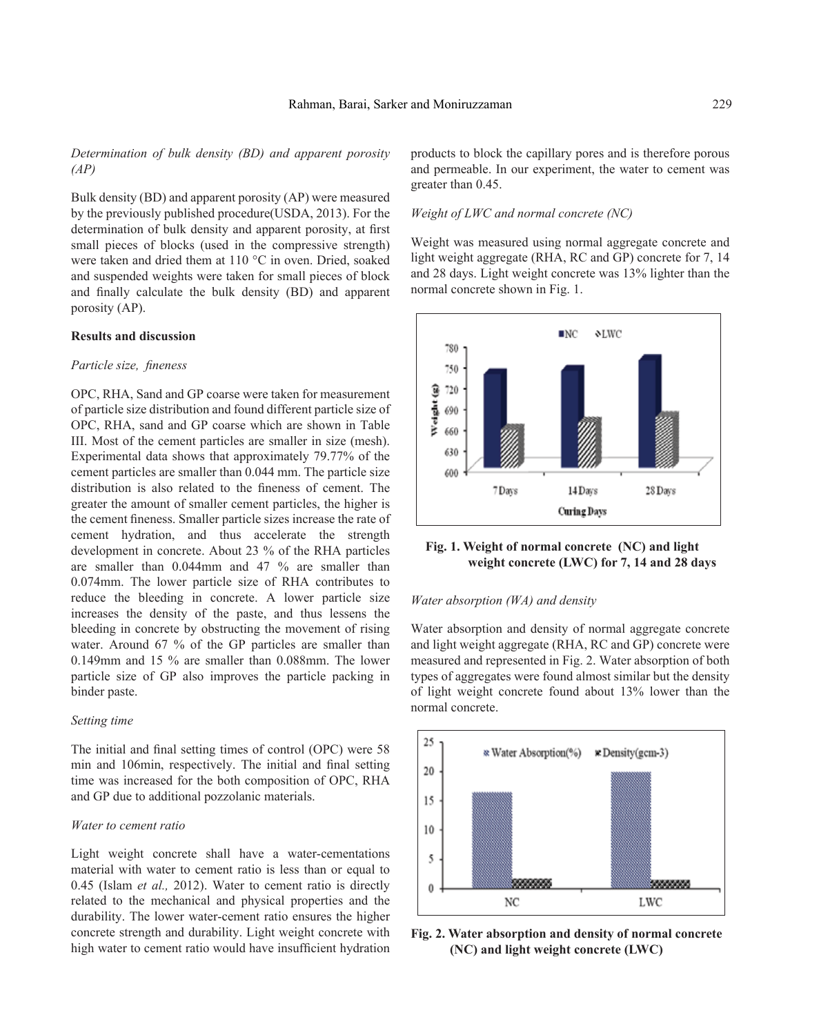*Determination of bulk density (BD) and apparent porosity (AP)*

Bulk density (BD) and apparent porosity (AP) were measured by the previously published procedure(USDA, 2013). For the determination of bulk density and apparent porosity, at first small pieces of blocks (used in the compressive strength) were taken and dried them at 110 °C in oven. Dried, soaked and suspended weights were taken for small pieces of block and finally calculate the bulk density (BD) and apparent porosity (AP).

**Results and discussion**

*Particle size, fineness*

OPC, RHA, Sand and GP coarse were taken for measurement of particle size distribution and found different particle size of OPC, RHA, sand and GP coarse which are shown in Table III. Most of the cement particles are smaller in size (mesh). Experimental data shows that approximately 79.77% of the cement particles are smaller than 0.044 mm. The particle size distribution is also related to the fineness of cement. The greater the amount of smaller cement particles, the higher is the cement fineness. Smaller particle sizes increase the rate of cement hydration, and thus accelerate the strength development in concrete. About 23 % of the RHA particles are smaller than 0.044mm and 47 % are smaller than 0.074mm. The lower particle size of RHA contributes to reduce the bleeding in concrete. A lower particle size increases the density of the paste, and thus lessens the bleeding in concrete by obstructing the movement of rising water. Around 67 % of the GP particles are smaller than 0.149mm and 15 % are smaller than 0.088mm. The lower particle size of GP also improves the particle packing in binder paste.

*Setting time*

The initial and final setting times of control (OPC) were 58 min and 106min, respectively. The initial and final setting time was increased for the both composition of OPC, RHA and GP due to additional pozzolanic materials.

*Water to cement ratio*

Light weight concrete shall have a water-cementations material with water to cement ratio is less than or equal to 0.45 (Islam *et al.,* 2012). Water to cement ratio is directly related to the mechanical and physical properties and the durability. The lower water-cement ratio ensures the higher concrete strength and durability. Light weight concrete with high water to cement ratio would have insufficient hydration products to block the capillary pores and is therefore porous and permeable. In our experiment, the water to cement was greater than 0.45.

*Weight of LWC and normal concrete (NC)*

Weight was measured using normal aggregate concrete and light weight aggregate (RHA, RC and GP) concrete for 7, 14 and 28 days. Light weight concrete was 13% lighter than the normal concrete shown in Fig. 1.

**Fig. 1. Weight of normal concrete (NC) and light weight concrete (LWC) for 7, 14 and 28 days**

*Water absorption (WA) and density*

Water absorption and density of normal aggregate concrete and light weight aggregate (RHA, RC and GP) concrete were measured and represented in Fig. 2. Water absorption of both types of aggregates were found almost similar but the density of light weight concrete found about 13% lower than the normal concrete.

**Fig. 2. Water absorption and density of normal concrete (NC) and light weight concrete (LWC)**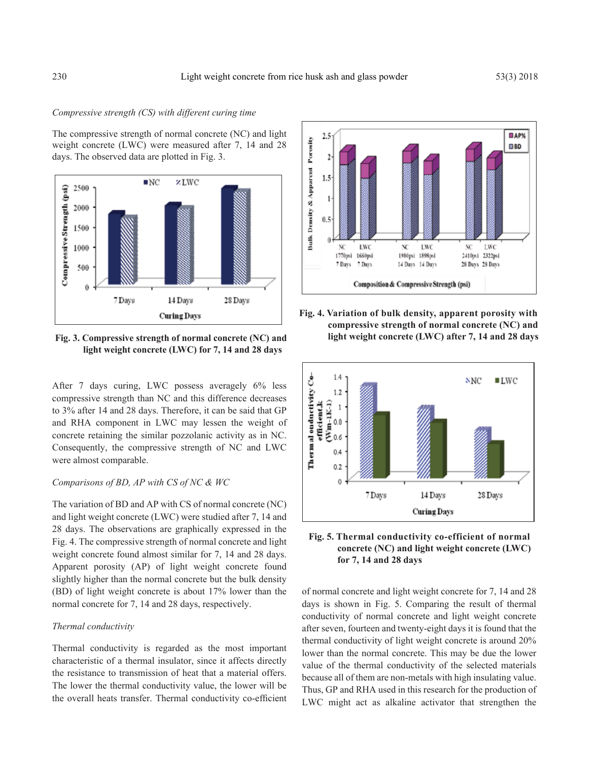*Compressive strength (CS) with different curing time*

The compressive strength of normal concrete (NC) and light weight concrete (LWC) were measured after 7, 14 and 28 days. The observed data are plotted in Fig. 3.

**Fig. 3. Compressive strength of normal concrete (NC) and light weight concrete (LWC) for 7, 14 and 28 days**

After 7 days curing, LWC possess averagely 6% less compressive strength than NC and this difference decreases to 3% after 14 and 28 days. Therefore, it can be said that GP and RHA component in LWC may lessen the weight of concrete retaining the similar pozzolanic activity as in NC. Consequently, the compressive strength of NC and LWC were almost comparable.

*Comparisons of BD, AP with CS of NC & WC*

The variation of BD and AP with CS of normal concrete (NC) and light weight concrete (LWC) were studied after 7, 14 and 28 days. The observations are graphically expressed in the Fig. 4. The compressive strength of normal concrete and light weight concrete found almost similar for 7, 14 and 28 days. Apparent porosity (AP) of light weight concrete found slightly higher than the normal concrete but the bulk density (BD) of light weight concrete is about 17% lower than the normal concrete for 7, 14 and 28 days, respectively.

*Thermal conductivity*

Thermal conductivity is regarded as the most important characteristic of a thermal insulator, since it affects directly the resistance to transmission of heat that a material offers. The lower the thermal conductivity value, the lower will be the overall heats transfer. Thermal conductivity co-efficient of normal concrete and light weight concrete for 7, 14 and 28 days is shown in Fig. 5. Comparing the result of thermal conductivity of normal concrete and light weight concrete after seven, fourteen and twenty-eight days it is found that the thermal conductivity of light weight concrete is around 20% lower than the normal concrete. This may be due the lower value of the thermal conductivity of the selected materials because all of them are non-metals with high insulating value. Thus, GP and RHA used in this research for the production of LWC might act as alkaline activator that strengthen the

**Fig. 4. Variation of bulk density, apparent porosity with compressive strength of normal concrete (NC) and light weight concrete (LWC) after 7, 14 and 28 days**

**Fig. 5. Thermal conductivity co-efficient of normal concrete (NC) and light weight concrete (LWC) for 7, 14 and 28 days**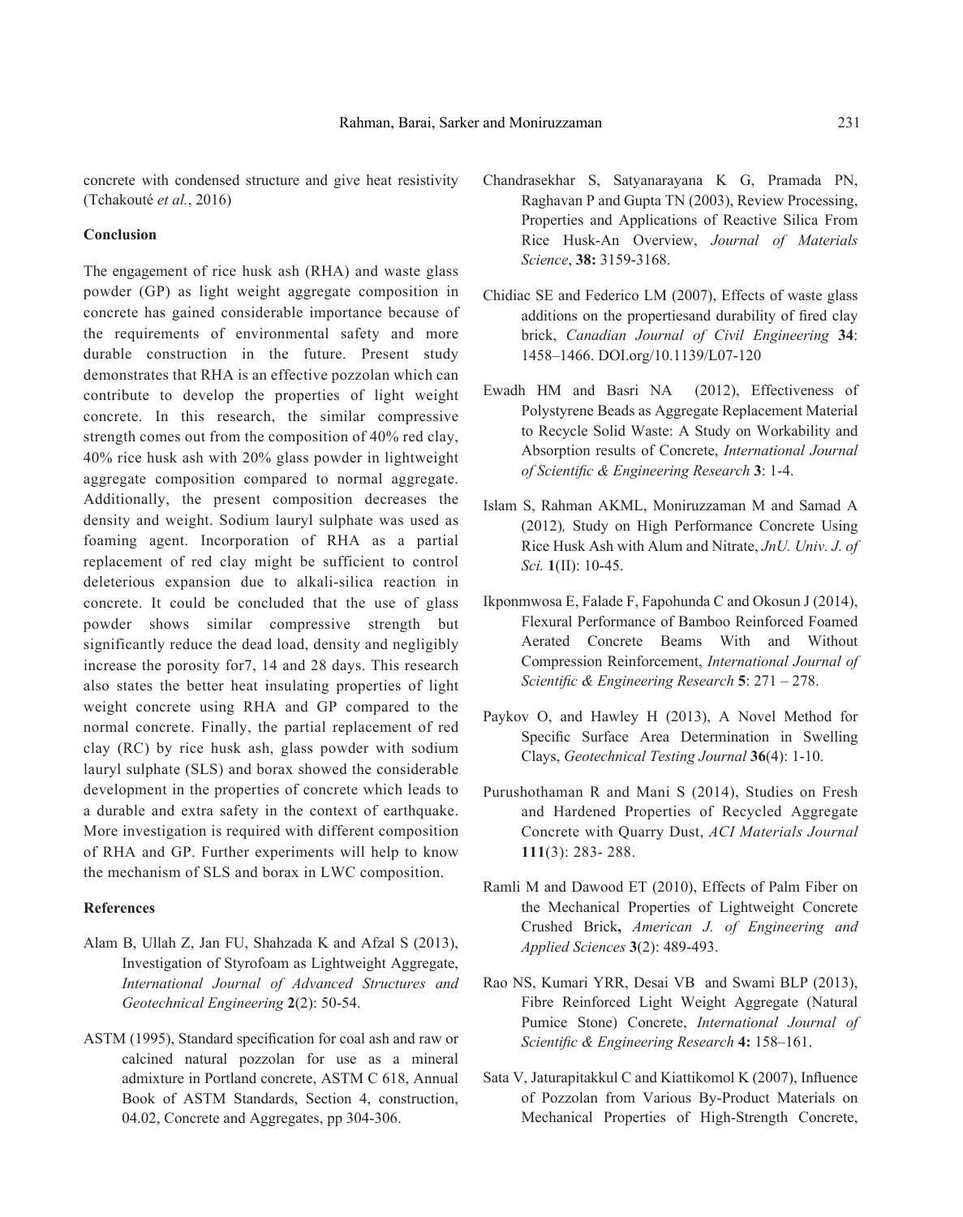concrete with condensed structure and give heat resistivity (Tchakouté *et al.*, 2016)

### Conclusion

The engagement of rice husk ash (RHA) and waste glass powder (GP) as light weight aggregate composition in concrete has gained considerable importance because of the requirements of environmental safety and more durable construction in the future. Present study demonstrates that RHA is an effective pozzolan which can contribute to develop the properties of light weight concrete. In this research, the similar compressive strength comes out from the composition of 40% red clay, 40% rice husk ash with 20% glass powder in lightweight aggregate composition compared to normal aggregate. Additionally, the present composition decreases the density and weight. Sodium lauryl sulphate was used as foaming agent. Incorporation of RHA as a partial replacement of red clay might be sufficient to control deleterious expansion due to alkali-silica reaction in concrete. It could be concluded that the use of glass powder shows similar compressive strength but significantly reduce the dead load, density and negligibly increase the porosity for7, 14 and 28 days. This research also states the better heat insulating properties of light weight concrete using RHA and GP compared to the normal concrete. Finally, the partial replacement of red clay (RC) by rice husk ash, glass powder with sodium lauryl sulphate (SLS) and borax showed the considerable development in the properties of concrete which leads to a durable and extra safety in the context of earthquake. More investigation is required with different composition of RHA and GP. Further experiments will help to know the mechanism of SLS and borax in LWC composition.

### References

Alam B, Ullah Z, Jan FU, Shahzada K and Afzal S (2013), Investigation of Styrofoam as Lightweight Aggregate, *International Journal of Advanced Structures and Geotechnical Engineering* **2**(2): 50-54.

ASTM (1995), Standard specification for coal ash and raw or calcined natural pozzolan for use as a mineral admixture in Portland concrete, ASTM C 618, Annual Book of ASTM Standards, Section 4, construction, 04.02, Concrete and Aggregates, pp 304-306.

Chandrasekhar S, Satyanarayana K G, Pramada PN, Raghavan P and Gupta TN (2003), Review Processing, Properties and Applications of Reactive Silica From Rice Husk-An Overview, *Journal of Materials Science*, **38:** 3159-3168.

Chidiac SE and Federico LM (2007), Effects of waste glass additions on the propertiesand durability of fired clay brick, *Canadian Journal of Civil Engineering* **34**: 1458–1466. DOI.org/10.1139/L07-120

Ewadh HM and Basri NA (2012), Effectiveness of Polystyrene Beads as Aggregate Replacement Material to Recycle Solid Waste: A Study on Workability and Absorption results of Concrete, *International Journal of Scientific & Engineering Research* **3**: 1-4.

Islam S, Rahman AKML, Moniruzzaman M and Samad A (2012)*,* Study on High Performance Concrete Using Rice Husk Ash with Alum and Nitrate, *JnU. Univ. J. of Sci.* **1**(II): 10-45.

Ikponmwosa E, Falade F, Fapohunda C and Okosun J (2014), Flexural Performance of Bamboo Reinforced Foamed Aerated Concrete Beams With and Without Compression Reinforcement, *International Journal of Scientific & Engineering Research* **5**: 271 – 278.

Paykov O, and Hawley H (2013), A Novel Method for Specific Surface Area Determination in Swelling Clays, *Geotechnical Testing Journal* **36**(4): 1-10.

Purushothaman R and Mani S (2014), Studies on Fresh and Hardened Properties of Recycled Aggregate Concrete with Quarry Dust, *ACI Materials Journal* **111**(3): 283- 288.

Ramli M and Dawood ET (2010), Effects of Palm Fiber on the Mechanical Properties of Lightweight Concrete Crushed Brick**,** *American J. of Engineering and Applied Sciences* **3**(2): 489-493.

Rao NS, Kumari YRR, Desai VB and Swami BLP (2013), Fibre Reinforced Light Weight Aggregate (Natural Pumice Stone) Concrete, *International Journal of Scientific & Engineering Research* **4:** 158–161.

Sata V, Jaturapitakkul C and Kiattikomol K (2007), Influence of Pozzolan from Various By-Product Materials on Mechanical Properties of High-Strength Concrete,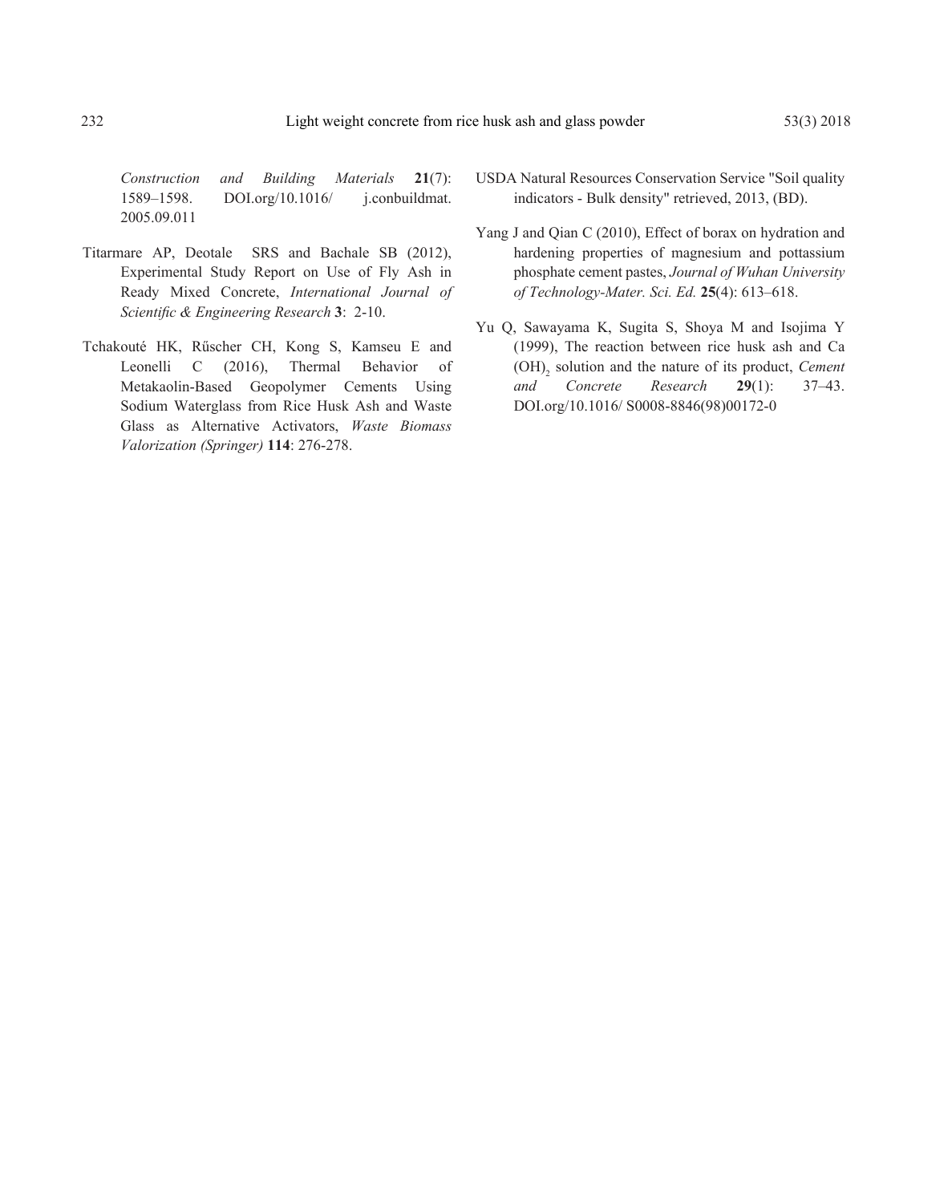*Construction and Building Materials* **21**(7): 1589–1598. DOI.org/10.1016/ j.conbuildmat. 2005.09.011

Titarmare AP, Deotale SRS and Bachale SB (2012), Experimental Study Report on Use of Fly Ash in Ready Mixed Concrete, *International Journal of Scientific & Engineering Research* **3**: 2-10.

Tchakouté HK, Rűscher CH, Kong S, Kamseu E and Leonelli C (2016), Thermal Behavior of Metakaolin-Based Geopolymer Cements Using Sodium Waterglass from Rice Husk Ash and Waste Glass as Alternative Activators, *Waste Biomass Valorization (Springer)* **114**: 276-278.

USDA Natural Resources Conservation Service "Soil quality indicators - Bulk density" retrieved, 2013, (BD).

Yang J and Qian C (2010), Effect of borax on hydration and hardening properties of magnesium and pottassium phosphate cement pastes, *Journal of Wuhan University of Technology-Mater. Sci. Ed.* **25**(4): 613–618.

Yu Q, Sawayama K, Sugita S, Shoya M and Isojima Y (1999), The reaction between rice husk ash and Ca $(OH)_2$ solution and the nature of its product, *Cement and Concrete Research* **29**(1): 37–43. DOI.org/10.1016/ S0008-8846(98)00172-0